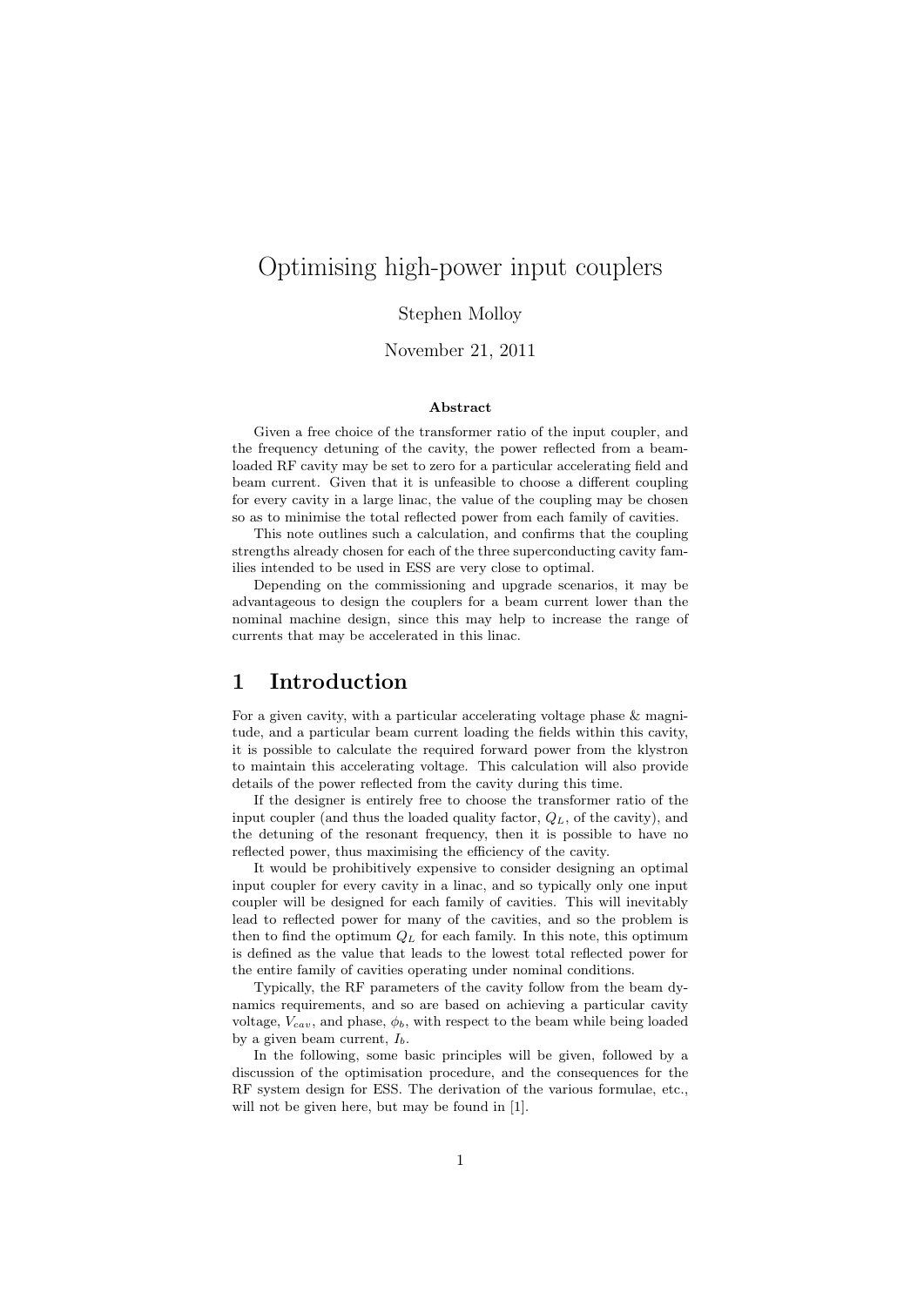# Optimising high-power input couplers

Stephen Molloy

November 21, 2011

**Abstract**

Given a free choice of the transformer ratio of the input coupler, and the frequency detuning of the cavity, the power reflected from a beam-loaded RF cavity may be set to zero for a particular accelerating field and beam current. Given that it is unfeasible to choose a different coupling for every cavity in a large linac, the value of the coupling may be chosen so as to minimise the total reflected power from each family of cavities.

This note outlines such a calculation, and confirms that the coupling strengths already chosen for each of the three superconducting cavity families intended to be used in ESS are very close to optimal.

Depending on the commissioning and upgrade scenarios, it may be advantageous to design the couplers for a beam current lower than the nominal machine design, since this may help to increase the range of currents that may be accelerated in this linac.

## 1 Introduction

For a given cavity, with a particular accelerating voltage phase & magnitude, and a particular beam current loading the fields within this cavity, it is possible to calculate the required forward power from the klystron to maintain this accelerating voltage. This calculation will also provide details of the power reflected from the cavity during this time.

If the designer is entirely free to choose the transformer ratio of the input coupler (and thus the loaded quality factor, $Q_L$, of the cavity), and the detuning of the resonant frequency, then it is possible to have no reflected power, thus maximising the efficiency of the cavity.

It would be prohibitively expensive to consider designing an optimal input coupler for every cavity in a linac, and so typically only one input coupler will be designed for each family of cavities. This will inevitably lead to reflected power for many of the cavities, and so the problem is then to find the optimum $Q_L$ for each family. In this note, this optimum is defined as the value that leads to the lowest total reflected power for the entire family of cavities operating under nominal conditions.

Typically, the RF parameters of the cavity follow from the beam dynamics requirements, and so are based on achieving a particular cavity voltage, $V_{cav}$, and phase, $\phi_b$, with respect to the beam while being loaded by a given beam current, $I_b$.

In the following, some basic principles will be given, followed by a discussion of the optimisation procedure, and the consequences for the RF system design for ESS. The derivation of the various formulae, etc., will not be given here, but may be found in [1].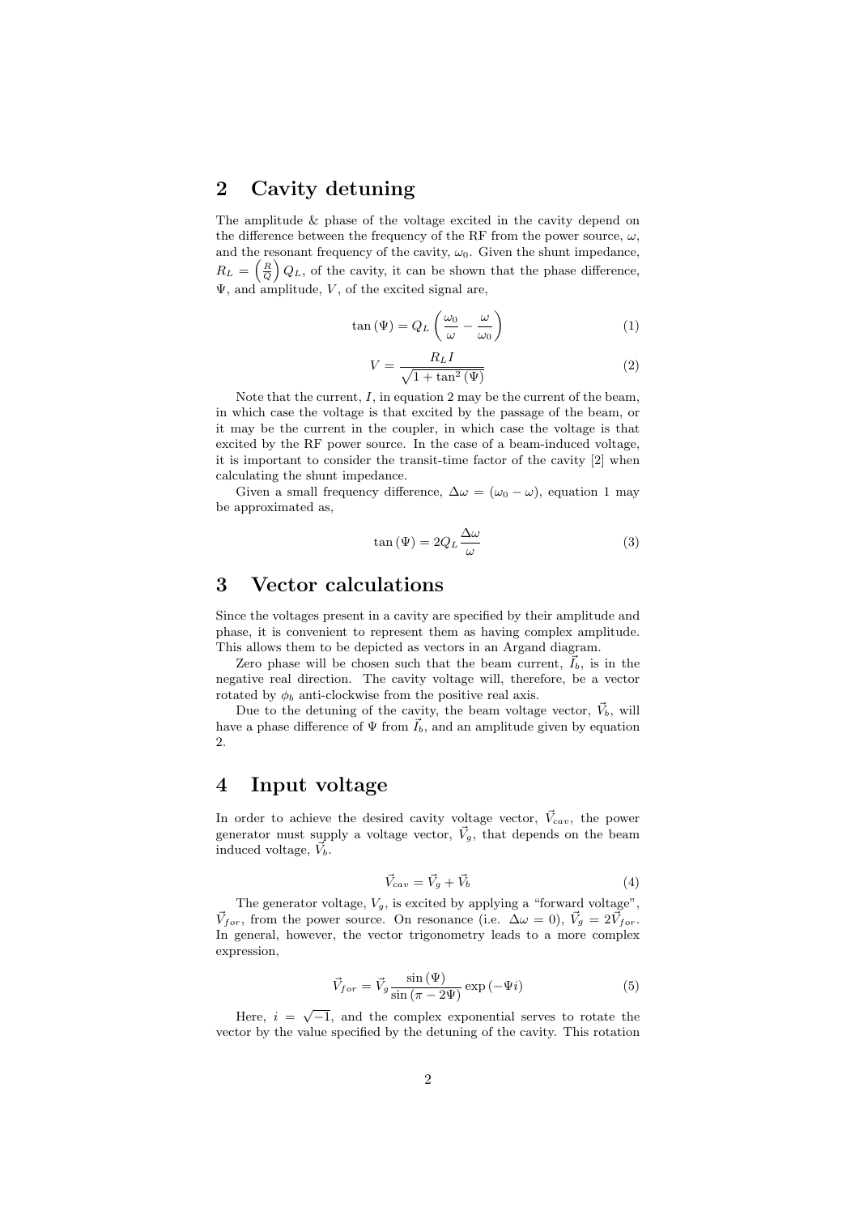## 2 Cavity detuning

The amplitude & phase of the voltage excited in the cavity depend on the difference between the frequency of the RF from the power source, $\omega$, and the resonant frequency of the cavity, $\omega_0$. Given the shunt impedance, $R_L = \left(\frac{R}{Q}\right) Q_L$, of the cavity, it can be shown that the phase difference, $\Psi$, and amplitude, $V$, of the excited signal are,

$$\tan(\Psi) = Q_L \left( \frac{\omega_0}{\omega} - \frac{\omega}{\omega_0} \right) \tag{1}$$

$$V = \frac{R_L I}{\sqrt{1 + \tan^2(\Psi)}} \tag{2}$$

Note that the current, $I$, in equation 2 may be the current of the beam, in which case the voltage is that excited by the passage of the beam, or it may be the current in the coupler, in which case the voltage is that excited by the RF power source. In the case of a beam-induced voltage, it is important to consider the transit-time factor of the cavity [2] when calculating the shunt impedance.

Given a small frequency difference, $\Delta\omega = (\omega_0 - \omega)$, equation 1 may be approximated as,

$$\tan(\Psi) = 2Q_L \frac{\Delta\omega}{\omega} \tag{3}$$

## 3 Vector calculations

Since the voltages present in a cavity are specified by their amplitude and phase, it is convenient to represent them as having complex amplitude. This allows them to be depicted as vectors in an Argand diagram.

Zero phase will be chosen such that the beam current, $\vec{I_b}$, is in the negative real direction. The cavity voltage will, therefore, be a vector rotated by $\phi_b$ anti-clockwise from the positive real axis.

Due to the detuning of the cavity, the beam voltage vector, $\vec{V_b}$, will have a phase difference of $\Psi$ from $\vec{I_b}$, and an amplitude given by equation 2.

## 4 Input voltage

In order to achieve the desired cavity voltage vector, $\vec{V}_{cav}$, the power generator must supply a voltage vector, $\vec{V_g}$, that depends on the beam induced voltage, $\vec{V_b}$.

$$\vec{V}_{cav} = \vec{V_g} + \vec{V_b} \tag{4}$$

The generator voltage, $V_g$, is excited by applying a "forward voltage", $\vec{V}_{for}$, from the power source. On resonance (i.e. $\Delta\omega = 0$), $\vec{V_g} = 2\vec{V}_{for}$. In general, however, the vector trigonometry leads to a more complex expression,

$$\vec{V}_{for} = \vec{V_g} \frac{\sin(\Psi)}{\sin(\pi - 2\Psi)} \exp(-\Psi i) \tag{5}$$

Here, $i = \sqrt{-1}$, and the complex exponential serves to rotate the vector by the value specified by the detuning of the cavity. This rotation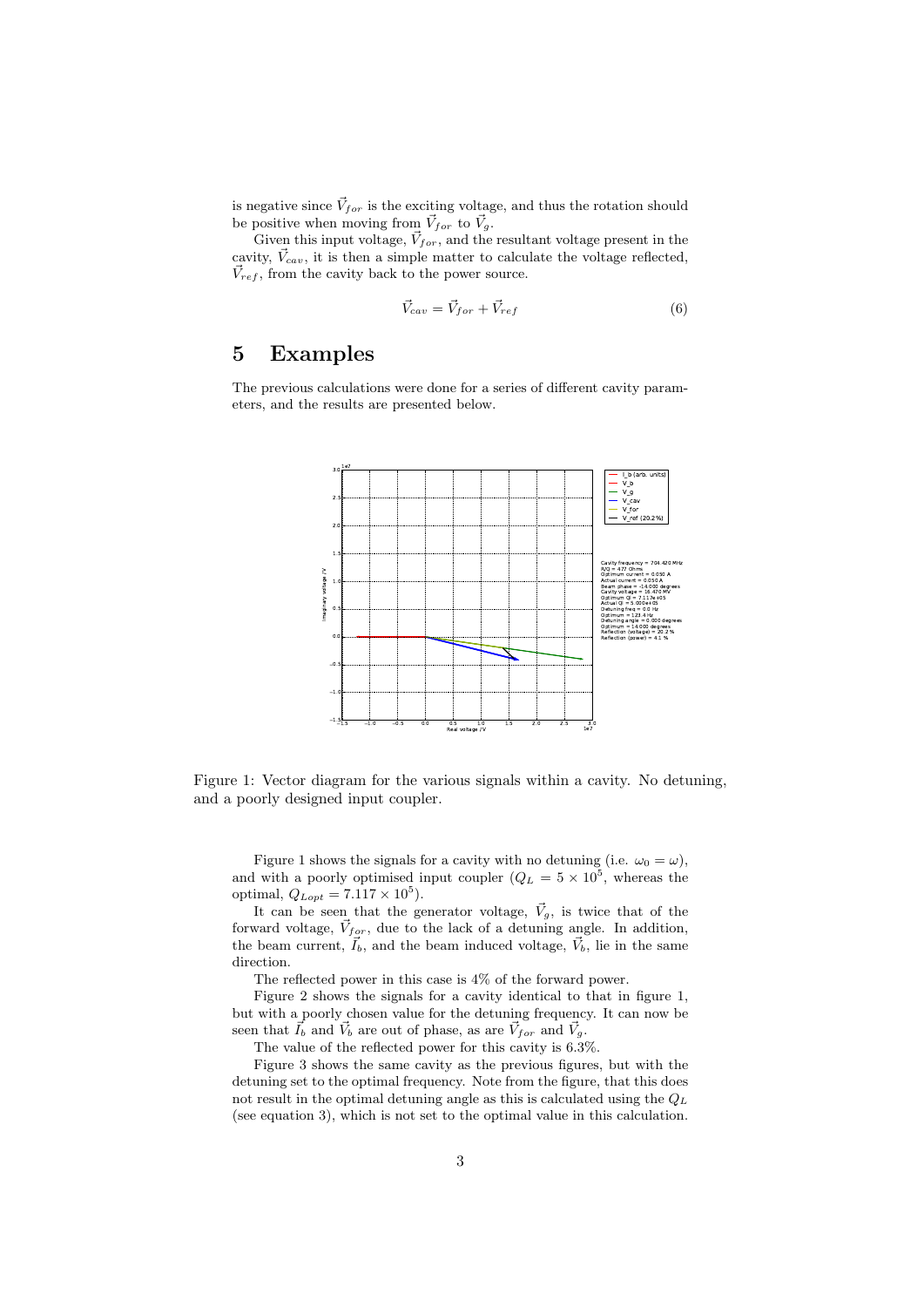is negative since $\vec{V}_{for}$ is the exciting voltage, and thus the rotation should be positive when moving from $\vec{V}_{for}$ to $\vec{V}_g$.

Given this input voltage, $\vec{V}_{for}$, and the resultant voltage present in the cavity, $\vec{V}_{cav}$, it is then a simple matter to calculate the voltage reflected, $\vec{V}_{ref}$, from the cavity back to the power source.

$$\vec{V}_{cav} = \vec{V}_{for} + \vec{V}_{ref} \tag{6}$$

# 5 Examples

The previous calculations were done for a series of different cavity parameters, and the results are presented below.

1e7
3.0
2.5
2.0
1.5
1.0
0.5
0.0
−0.5
−1.0
−1.5
−1.5 −1.0 −0.5 0.0 0.5 1.0 1.5 2.0 2.5 3.0
1e7
Real voltage / V
Imaginary voltage / V

I_b (arb. units)
V_b
V_g
V_cav
V_for
V_ref (20.2%)

Cavity frequency = 704.420 MHz
R/Q = 477 Ohms
Optimum current = 0.050 A
Actual current = 0.050 A
Beam phase = -14.000 degrees
Cavity voltage = 16.470 MV
Optimum QI = 7.117e+05
Actual QI = 5.000e+05
Detuning freq = 0.0 Hz
Optimum = 123.4 Hz
Detuning angle = 0.000 degrees
Optimum = 14.000 degrees
Reflection (voltage) = 20.2 %
Reflection (power) = 4.1 %

Figure 1: Vector diagram for the various signals within a cavity. No detuning, and a poorly designed input coupler.

Figure 1 shows the signals for a cavity with no detuning (i.e. $\omega_0 = \omega$), and with a poorly optimised input coupler ($Q_L = 5 \times 10^5$, whereas the optimal, $Q_{Lopt} = 7.117 \times 10^5$).

It can be seen that the generator voltage, $\vec{V}_g$, is twice that of the forward voltage, $\vec{V}_{for}$, due to the lack of a detuning angle. In addition, the beam current, $\vec{I}_b$, and the beam induced voltage, $\vec{V}_b$, lie in the same direction.

The reflected power in this case is 4% of the forward power.

Figure 2 shows the signals for a cavity identical to that in figure 1, but with a poorly chosen value for the detuning frequency. It can now be seen that $\vec{I}_b$ and $\vec{V}_b$ are out of phase, as are $\vec{V}_{for}$ and $\vec{V}_g$.

The value of the reflected power for this cavity is 6.3%.

Figure 3 shows the same cavity as the previous figures, but with the detuning set to the optimal frequency. Note from the figure, that this does not result in the optimal detuning angle as this is calculated using the $Q_L$ (see equation 3), which is not set to the optimal value in this calculation.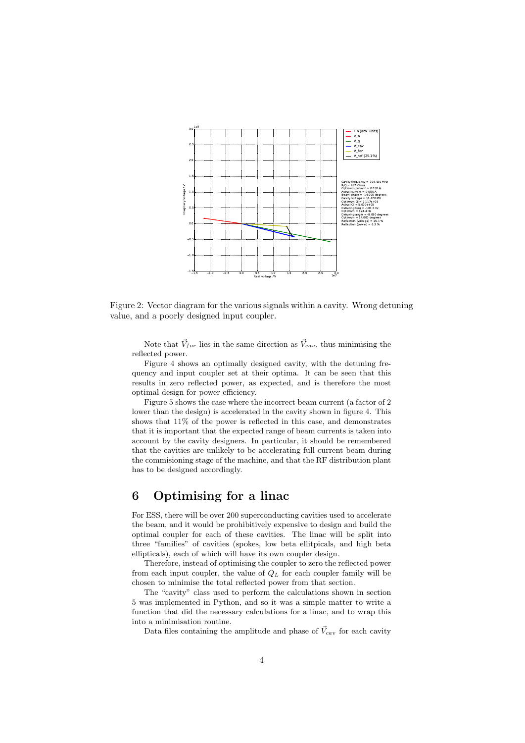1e7

3.0

2.5

2.0

1.5

1.0

0.5

0.0

−0.5

−1.0

−1.5

Imaginary voltage / V

−1.5 −1.0 −0.5 0.0 0.5 1.0 1.5 2.0 2.5 3.0

1e7

Real voltage / V

I_b (arb. units)
V_b
V_g
V_cav
V_for
V_ref (25.1%)

Cavity frequency = 704.420 MHz
R/Q = 477 Ohms
Optimum current = 0.050 A
Actual current = 0.050 A
Beam phase = -14.000 degrees
Cavity voltage = 16.470 MV
Optimum Ql = 7.117e+05
Actual Ql = 5.000e+05
Detuning freq = -100.0 Hz
Optimum = 123.4 Hz
Detuning angle = -8.080 degrees
Optimum = 14.000 degrees
Reflection (voltage) = 25.1 %
Reflection (power) = 6.3 %

Figure 2: Vector diagram for the various signals within a cavity. Wrong detuning value, and a poorly designed input coupler.

Note that $\vec{V}_{for}$ lies in the same direction as $\vec{V}_{cav}$, thus minimising the reflected power.

Figure 4 shows an optimally designed cavity, with the detuning frequency and input coupler set at their optima. It can be seen that this results in zero reflected power, as expected, and is therefore the most optimal design for power efficiency.

Figure 5 shows the case where the incorrect beam current (a factor of 2 lower than the design) is accelerated in the cavity shown in figure 4. This shows that 11% of the power is reflected in this case, and demonstrates that it is important that the expected range of beam currents is taken into account by the cavity designers. In particular, it should be remembered that the cavities are unlikely to be accelerating full current beam during the commisioning stage of the machine, and that the RF distribution plant has to be designed accordingly.

## 6 Optimising for a linac

For ESS, there will be over 200 superconducting cavities used to accelerate the beam, and it would be prohibitively expensive to design and build the optimal coupler for each of these cavities. The linac will be split into three "families" of cavities (spokes, low beta ellitpicals, and high beta ellipticals), each of which will have its own coupler design.

Therefore, instead of optimising the coupler to zero the reflected power from each input coupler, the value of $Q_L$ for each coupler family will be chosen to minimise the total reflected power from that section.

The "cavity" class used to perform the calculations shown in section 5 was implemented in Python, and so it was a simple matter to write a function that did the necessary calculations for a linac, and to wrap this into a minimisation routine.

Data files containing the amplitude and phase of $\vec{V}_{cav}$ for each cavity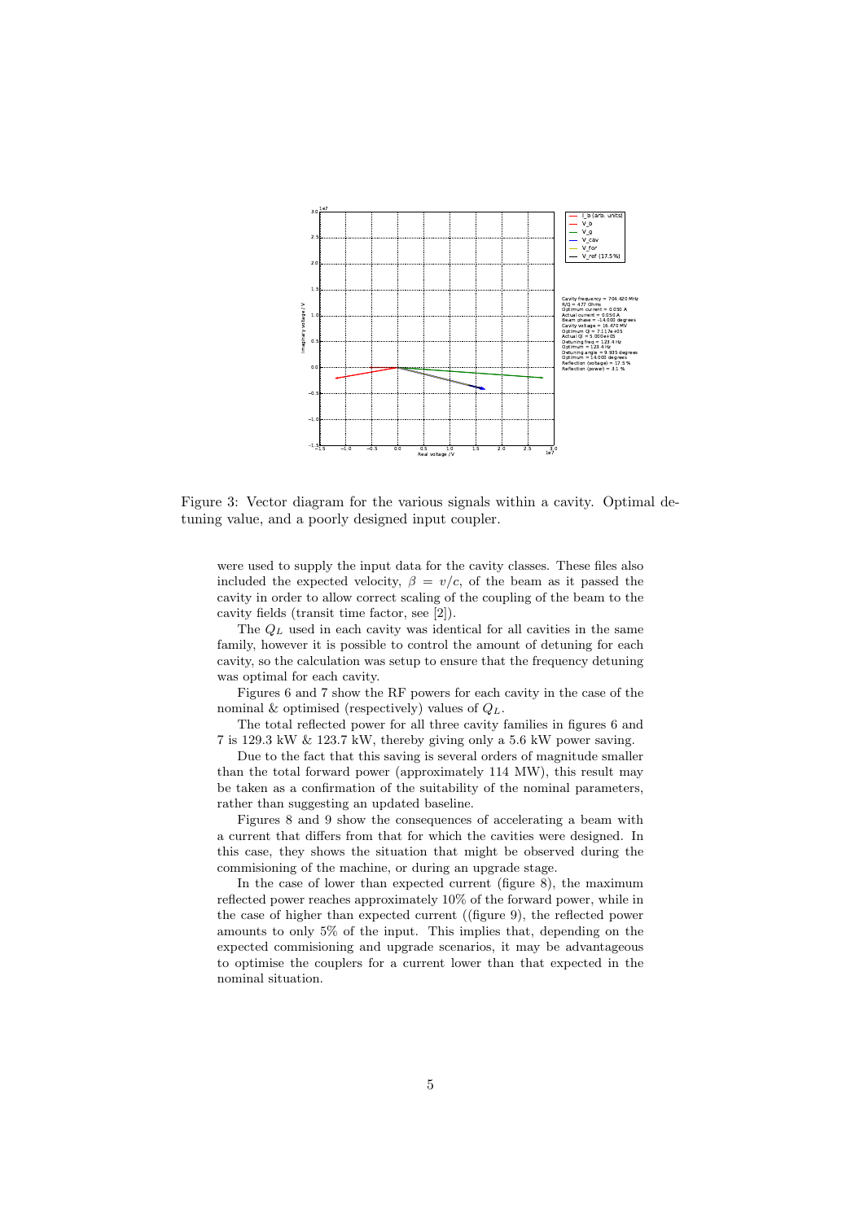1e7

3.0

2.5

2.0

1.5

1.0

0.5

0.0

−0.5

−1.0

−1.5

Imaginary voltage / V

−1.5 −1.0 −0.5 0.0 0.5 1.0 1.5 2.0 2.5 3.0

1e7

Real voltage /V

I_b (arb. units)
V_b
V_g
V_cav
V_for
V_ref (17.5%)

Cavity frequency = 704.420 MHz
R/Q = 477 Ohms
Optimum current = 0.050 A
Actual current = 0.050 A
Beam phase = -14.000 degrees
Cavity voltage = 16.470 MV
Optimum Ql = 7.117e+05
Actual Ql = 5.000e+05
Detuning freq = 123.4 Hz
Optimum = 123.4 Hz
Detuning angle = 9.935 degrees
Optimum = 14.000 degrees
Reflection (voltage) = 17.5 %
Reflection (power) = 3.1 %

Figure 3: Vector diagram for the various signals within a cavity. Optimal detuning value, and a poorly designed input coupler.

were used to supply the input data for the cavity classes. These files also included the expected velocity, $\beta = v/c$, of the beam as it passed the cavity in order to allow correct scaling of the coupling of the beam to the cavity fields (transit time factor, see [2]).

The $Q_L$ used in each cavity was identical for all cavities in the same family, however it is possible to control the amount of detuning for each cavity, so the calculation was setup to ensure that the frequency detuning was optimal for each cavity.

Figures 6 and 7 show the RF powers for each cavity in the case of the nominal & optimised (respectively) values of $Q_L$.

The total reflected power for all three cavity families in figures 6 and 7 is 129.3 kW & 123.7 kW, thereby giving only a 5.6 kW power saving.

Due to the fact that this saving is several orders of magnitude smaller than the total forward power (approximately 114 MW), this result may be taken as a confirmation of the suitability of the nominal parameters, rather than suggesting an updated baseline.

Figures 8 and 9 show the consequences of accelerating a beam with a current that differs from that for which the cavities were designed. In this case, they shows the situation that might be observed during the commisioning of the machine, or during an upgrade stage.

In the case of lower than expected current (figure 8), the maximum reflected power reaches approximately 10% of the forward power, while in the case of higher than expected current ((figure 9), the reflected power amounts to only 5% of the input. This implies that, depending on the expected commisioning and upgrade scenarios, it may be advantageous to optimise the couplers for a current lower than that expected in the nominal situation.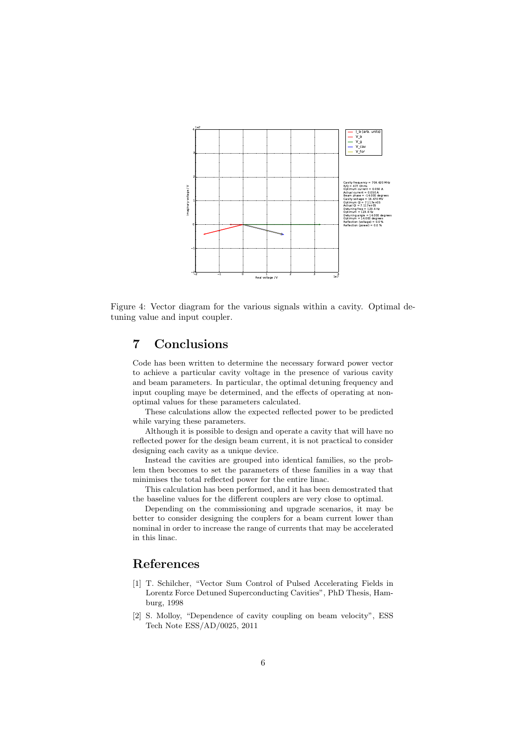1e7

4

3

2

1

0

−1

−2

−2 −1 0 1 2 3 4

1e7

Real voltage / V

Imaginary voltage / V

I_b (arb. units)
V_b
V_g
V_cav
V_for

Cavity frequency = 704.420 MHz
R/Q = 477 Ohms
Optimum current = 0.050 A
Actual current = 0.050 A
Beam phase = -14.000 degrees
Cavity voltage = 16.470 MV
Optimum QI = 7.117e+05
Actual QI = 7.117e+05
Detuning freq = 123.4 Hz
Optimum = 123.4 Hz
Detuning angle = 14.000 degrees
Optimum = 14.000 degrees
Reflection (voltage) = 0.0 %
Reflection (power) = 0.0 %

Figure 4: Vector diagram for the various signals within a cavity. Optimal detuning value and input coupler.

# 7 Conclusions

Code has been written to determine the necessary forward power vector to achieve a particular cavity voltage in the presence of various cavity and beam parameters. In particular, the optimal detuning frequency and input coupling maye be determined, and the effects of operating at non-optimal values for these parameters calculated.

These calculations allow the expected reflected power to be predicted while varying these parameters.

Although it is possible to design and operate a cavity that will have no reflected power for the design beam current, it is not practical to consider designing each cavity as a unique device.

Instead the cavities are grouped into identical families, so the problem then becomes to set the parameters of these families in a way that minimises the total reflected power for the entire linac.

This calculation has been performed, and it has been demostrated that the baseline values for the different couplers are very close to optimal.

Depending on the commissioning and upgrade scenarios, it may be better to consider designing the couplers for a beam current lower than nominal in order to increase the range of currents that may be accelerated in this linac.

# References

[1] T. Schilcher, "Vector Sum Control of Pulsed Accelerating Fields in Lorentz Force Detuned Superconducting Cavities", PhD Thesis, Hamburg, 1998

[2] S. Molloy, "Dependence of cavity coupling on beam velocity", ESS Tech Note ESS/AD/0025, 2011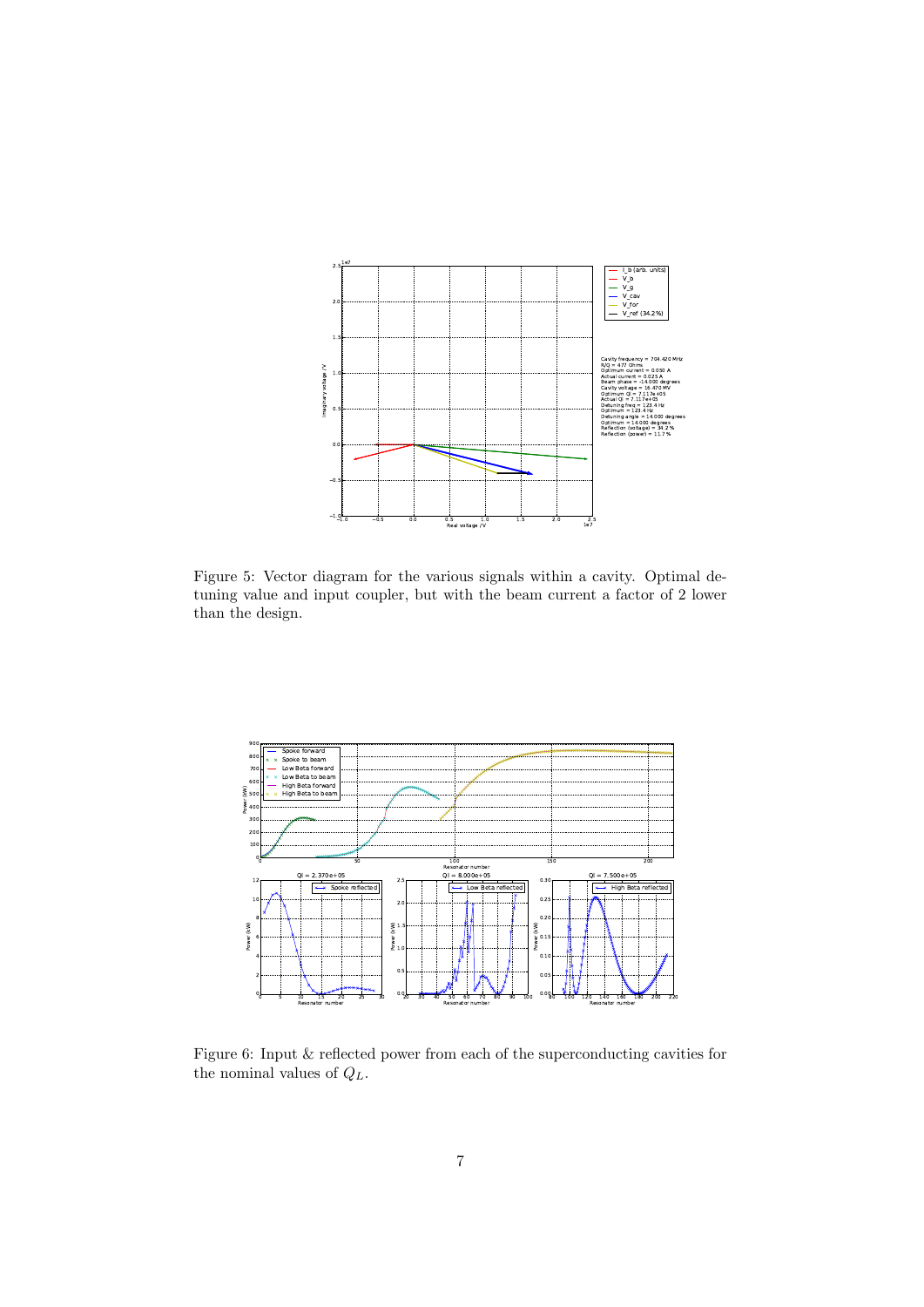1e7

2.5

2.0

1.5

1.0

0.5

0.0

−0.5

−1.0

−1.0 −0.5 0.0 0.5 1.0 1.5 2.0 2.5

1e7

Imaginary voltage /V

Real voltage /V

I_b (arb. units)
V_b
V_g
V_cav
V_for
V_ref (34.2%)

Cavity frequency = 704.420 MHz
R/Q = 477 Ohms
Optimum current = 0.050 A
Actual current = 0.025 A
Beam phase = -14.000 degrees
Cavity voltage = 16.470 MV
Optimum Ql = 7.117e+05
Actual Ql = 7.117e+05
Detuning freq = 123.4 Hz
Optimum = 123.4 Hz
Detuning angle = 14.000 degrees
Optimum = 14.000 degrees
Reflection (voltage) = 34.2 %
Reflection (power) = 11.7 %

Figure 5: Vector diagram for the various signals within a cavity. Optimal detuning value and input coupler, but with the beam current a factor of 2 lower than the design.

Spoke forward
Spoke to beam
Low Beta forward
Low Beta to beam
High Beta forward
High Beta to beam

Power (kW)

Resonator number

Ql = 2.370e+05

Spoke reflected

Ql = 8.000e+05

Low Beta reflected

Ql = 7.500e+05

High Beta reflected

Power (kW)

Resonator number

Figure 6: Input & reflected power from each of the superconducting cavities for the nominal values of $Q_L$.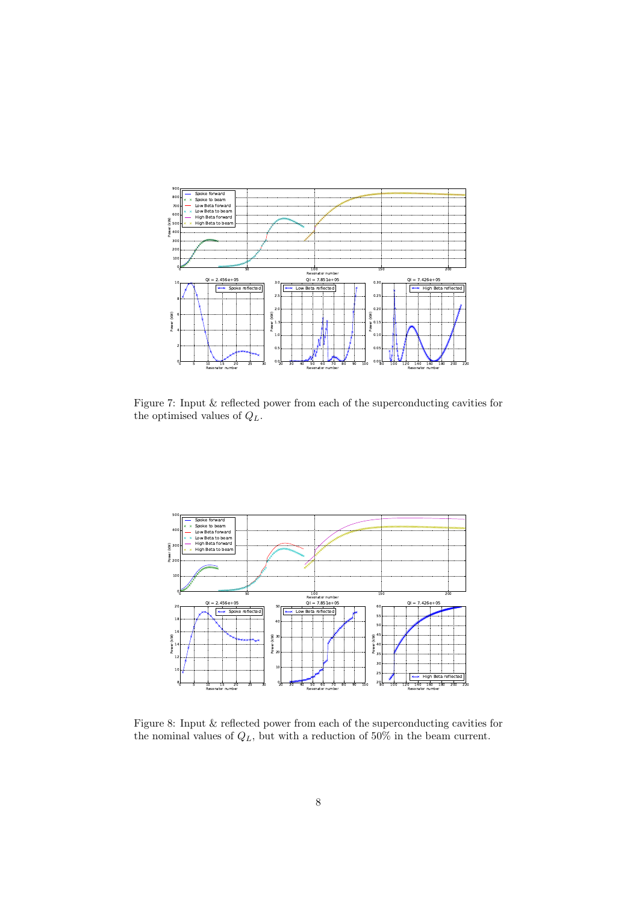900
800
700
600
500
400
300
200
100
0

Power (kW)

Spoke forward
Spoke to beam
Low Beta forward
Low Beta to beam
High Beta forward
High Beta to beam

0 50 100 150 200

Resonator number

Ql = 2.456e+05

Spoke reflected

Power (kW)

Resonator number

Ql = 7.851e+05

Low Beta reflected

Power (kW)

Resonator number

Ql = 7.426e+05

High Beta reflected

Power (kW)

Resonator number

Figure 7: Input & reflected power from each of the superconducting cavities for the optimised values of $Q_L$.

500
400
300
200
100
0

Power (kW)

Spoke forward
Spoke to beam
Low Beta forward
Low Beta to beam
High Beta forward
High Beta to beam

0 50 100 150 200

Resonator number

Ql = 2.456e+05

Spoke reflected

Power (kW)

Resonator number

Ql = 7.851e+05

Low Beta reflected

Power (kW)

Resonator number

Ql = 7.426e+05

High Beta reflected

Power (kW)

Resonator number

Figure 8: Input & reflected power from each of the superconducting cavities for the nominal values of $Q_L$, but with a reduction of 50% in the beam current.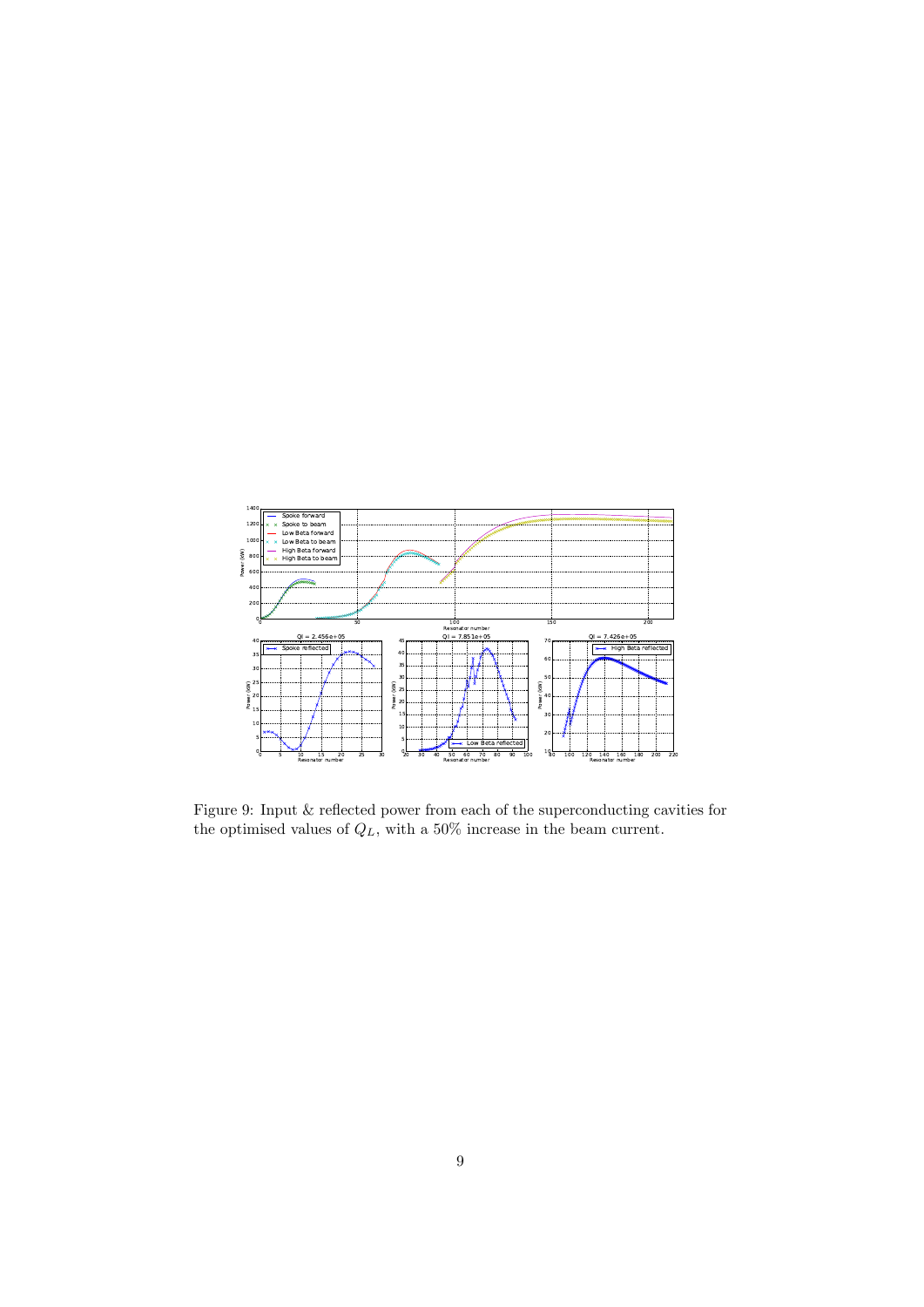Spoke forward
Spoke to beam
Low Beta forward
Low Beta to beam
High Beta forward
High Beta to beam

Power (kW)
Resonator number

Ql = 2.456e+05
Spoke reflected

Ql = 7.851e+05
Low Beta reflected

Ql = 7.426e+05
High Beta reflected

Figure 9: Input & reflected power from each of the superconducting cavities for the optimised values of $Q_L$, with a 50% increase in the beam current.